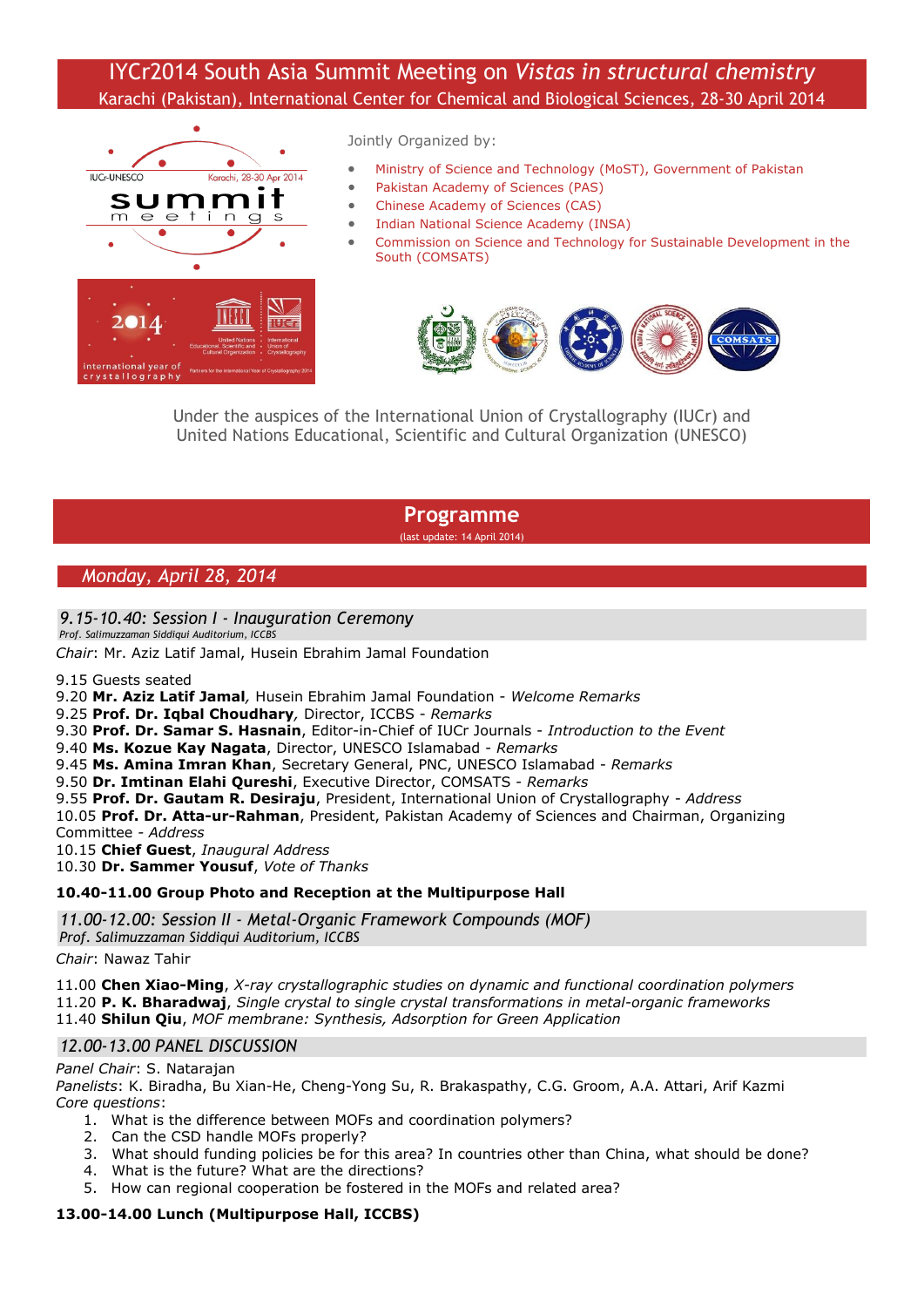# IYCr2014 South Asia Summit Meeting on *Vistas in structural chemistry*

Karachi (Pakistan), International Center for Chemical and Biological Sciences, 28-30 April 2014

Jointly Organized by:

- Ministry of Science and Technology (MoST), Government of Pakistan
- Pakistan Academy of Sciences (PAS)
- Chinese Academy of Sciences (CAS)
- Indian National Science Academy (INSA)
- Commission on Science and Technology for Sustainable Development in the South (COMSATS)

Under the auspices of the International Union of Crystallography (IUCr) and United Nations Educational, Scientific and Cultural Organization (UNESCO)

## Programme

(last update: 14 April 2014)

## *Monday, April 28, 2014*

### *9.15-10.40: Session I - Inauguration Ceremony*

*Prof. Salimuzzaman Siddiqui Auditorium, ICCBS*

*Chair*: Mr. Aziz Latif Jamal, Husein Ebrahim Jamal Foundation

9.15 Guests seated
9.20 **Mr. Aziz Latif Jamal**, Husein Ebrahim Jamal Foundation - *Welcome Remarks*
9.25 **Prof. Dr. Iqbal Choudhary**, Director, ICCBS - *Remarks*
9.30 **Prof. Dr. Samar S. Hasnain**, Editor-in-Chief of IUCr Journals - *Introduction to the Event*
9.40 **Ms. Kozue Kay Nagata**, Director, UNESCO Islamabad - *Remarks*
9.45 **Ms. Amina Imran Khan**, Secretary General, PNC, UNESCO Islamabad - *Remarks*
9.50 **Dr. Imtinan Elahi Qureshi**, Executive Director, COMSATS - *Remarks*
9.55 **Prof. Dr. Gautam R. Desiraju**, President, International Union of Crystallography - *Address*
10.05 **Prof. Dr. Atta-ur-Rahman**, President, Pakistan Academy of Sciences and Chairman, Organizing Committee - *Address*
10.15 **Chief Guest**, *Inaugural Address*
10.30 **Dr. Sammer Yousuf**, *Vote of Thanks*

**10.40-11.00 Group Photo and Reception at the Multipurpose Hall**

### *11.00-12.00: Session II - Metal-Organic Framework Compounds (MOF)*

*Prof. Salimuzzaman Siddiqui Auditorium, ICCBS*

*Chair*: Nawaz Tahir

11.00 **Chen Xiao-Ming**, *X-ray crystallographic studies on dynamic and functional coordination polymers*
11.20 **P. K. Bharadwaj**, *Single crystal to single crystal transformations in metal-organic frameworks*
11.40 **Shilun Qiu**, *MOF membrane: Synthesis, Adsorption for Green Application*

### *12.00-13.00 PANEL DISCUSSION*

*Panel Chair*: S. Natarajan
*Panelists*: K. Biradha, Bu Xian-He, Cheng-Yong Su, R. Brakaspathy, C.G. Groom, A.A. Attari, Arif Kazmi
*Core questions*:

1. What is the difference between MOFs and coordination polymers?
2. Can the CSD handle MOFs properly?
3. What should funding policies be for this area? In countries other than China, what should be done?
4. What is the future? What are the directions?
5. How can regional cooperation be fostered in the MOFs and related area?

**13.00-14.00 Lunch (Multipurpose Hall, ICCBS)**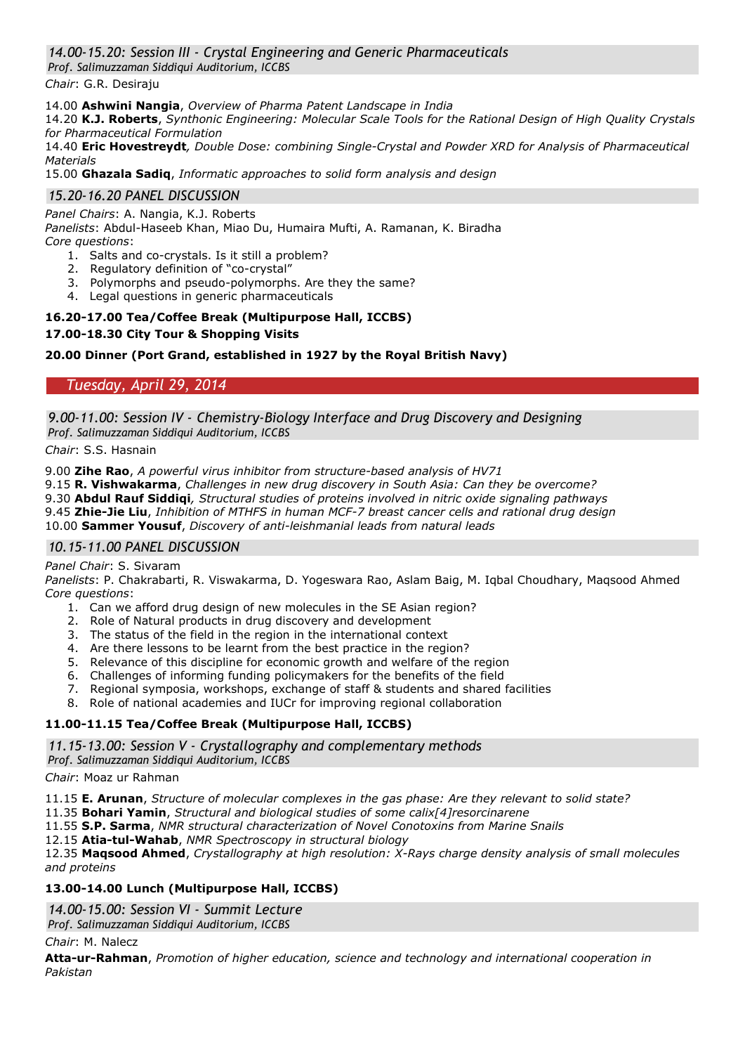### *14.00-15.20: Session III - Crystal Engineering and Generic Pharmaceuticals*
*Prof. Salimuzzaman Siddiqui Auditorium, ICCBS*

*Chair*: G.R. Desiraju

14.00 **Ashwini Nangia**, *Overview of Pharma Patent Landscape in India*
14.20 **K.J. Roberts**, *Synthonic Engineering: Molecular Scale Tools for the Rational Design of High Quality Crystals for Pharmaceutical Formulation*
14.40 **Eric Hovestreydt***, Double Dose: combining Single-Crystal and Powder XRD for Analysis of Pharmaceutical Materials*
15.00 **Ghazala Sadiq**, *Informatic approaches to solid form analysis and design*

### *15.20-16.20 PANEL DISCUSSION*

*Panel Chairs*: A. Nangia, K.J. Roberts
*Panelists*: Abdul-Haseeb Khan, Miao Du, Humaira Mufti, A. Ramanan, K. Biradha
*Core questions*:

1. Salts and co-crystals. Is it still a problem?
2. Regulatory definition of "co-crystal"
3. Polymorphs and pseudo-polymorphs. Are they the same?
4. Legal questions in generic pharmaceuticals

**16.20-17.00 Tea/Coffee Break (Multipurpose Hall, ICCBS)**

**17.00-18.30 City Tour & Shopping Visits**

**20.00 Dinner (Port Grand, established in 1927 by the Royal British Navy)**

## *Tuesday, April 29, 2014*

### *9.00-11.00: Session IV - Chemistry-Biology Interface and Drug Discovery and Designing*
*Prof. Salimuzzaman Siddiqui Auditorium, ICCBS*

*Chair*: S.S. Hasnain

9.00 **Zihe Rao**, *A powerful virus inhibitor from structure-based analysis of HV71*
9.15 **R. Vishwakarma**, *Challenges in new drug discovery in South Asia: Can they be overcome?*
9.30 **Abdul Rauf Siddiqi***, Structural studies of proteins involved in nitric oxide signaling pathways*
9.45 **Zhie-Jie Liu**, *Inhibition of MTHFS in human MCF-7 breast cancer cells and rational drug design*
10.00 **Sammer Yousuf**, *Discovery of anti-leishmanial leads from natural leads*

### *10.15-11.00 PANEL DISCUSSION*

*Panel Chair*: S. Sivaram
*Panelists*: P. Chakrabarti, R. Viswakarma, D. Yogeswara Rao, Aslam Baig, M. Iqbal Choudhary, Maqsood Ahmed
*Core questions*:

1. Can we afford drug design of new molecules in the SE Asian region?
2. Role of Natural products in drug discovery and development
3. The status of the field in the region in the international context
4. Are there lessons to be learnt from the best practice in the region?
5. Relevance of this discipline for economic growth and welfare of the region
6. Challenges of informing funding policymakers for the benefits of the field
7. Regional symposia, workshops, exchange of staff & students and shared facilities
8. Role of national academies and IUCr for improving regional collaboration

**11.00-11.15 Tea/Coffee Break (Multipurpose Hall, ICCBS)**

### *11.15-13.00: Session V - Crystallography and complementary methods*
*Prof. Salimuzzaman Siddiqui Auditorium, ICCBS*

*Chair*: Moaz ur Rahman

11.15 **E. Arunan**, *Structure of molecular complexes in the gas phase: Are they relevant to solid state?*
11.35 **Bohari Yamin**, *Structural and biological studies of some calix[4]resorcinarene*
11.55 **S.P. Sarma**, *NMR structural characterization of Novel Conotoxins from Marine Snails*
12.15 **Atia-tul-Wahab**, *NMR Spectroscopy in structural biology*
12.35 **Maqsood Ahmed**, *Crystallography at high resolution: X-Rays charge density analysis of small molecules and proteins*

**13.00-14.00 Lunch (Multipurpose Hall, ICCBS)**

### *14.00-15.00: Session VI - Summit Lecture*
*Prof. Salimuzzaman Siddiqui Auditorium, ICCBS*

*Chair*: M. Nalecz

**Atta-ur-Rahman**, *Promotion of higher education, science and technology and international cooperation in Pakistan*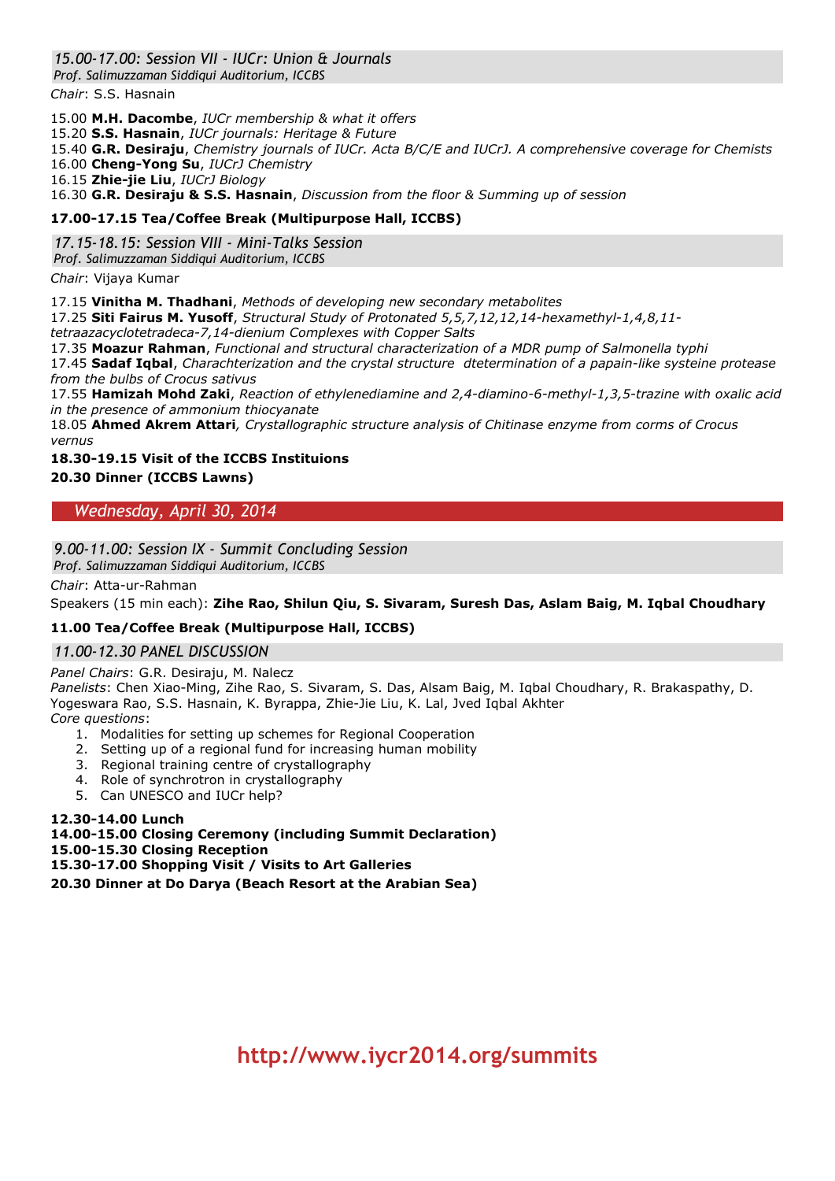### *15.00-17.00: Session VII - IUCr: Union & Journals*
*Prof. Salimuzzaman Siddiqui Auditorium, ICCBS*

*Chair*: S.S. Hasnain

15.00 **M.H. Dacombe**, *IUCr membership & what it offers*
15.20 **S.S. Hasnain**, *IUCr journals: Heritage & Future*
15.40 **G.R. Desiraju**, *Chemistry journals of IUCr. Acta B/C/E and IUCrJ. A comprehensive coverage for Chemists*
16.00 **Cheng-Yong Su**, *IUCrJ Chemistry*
16.15 **Zhie-jie Liu**, *IUCrJ Biology*
16.30 **G.R. Desiraju & S.S. Hasnain**, *Discussion from the floor & Summing up of session*

**17.00-17.15 Tea/Coffee Break (Multipurpose Hall, ICCBS)**

### *17.15-18.15: Session VIII - Mini-Talks Session*
*Prof. Salimuzzaman Siddiqui Auditorium, ICCBS*

*Chair*: Vijaya Kumar

17.15 **Vinitha M. Thadhani**, *Methods of developing new secondary metabolites*
17.25 **Siti Fairus M. Yusoff**, *Structural Study of Protonated 5,5,7,12,12,14-hexamethyl-1,4,8,11-tetraazacyclotetradeca-7,14-dienium Complexes with Copper Salts*
17.35 **Moazur Rahman**, *Functional and structural characterization of a MDR pump of Salmonella typhi*
17.45 **Sadaf Iqbal**, *Charachterization and the crystal structure dtetermination of a papain-like systeine protease from the bulbs of Crocus sativus*
17.55 **Hamizah Mohd Zaki**, *Reaction of ethylenediamine and 2,4-diamino-6-methyl-1,3,5-trazine with oxalic acid in the presence of ammonium thiocyanate*
18.05 **Ahmed Akrem Attari**, *Crystallographic structure analysis of Chitinase enzyme from corms of Crocus vernus*

**18.30-19.15 Visit of the ICCBS Instituions**

**20.30 Dinner (ICCBS Lawns)**

## *Wednesday, April 30, 2014*

### *9.00-11.00: Session IX - Summit Concluding Session*
*Prof. Salimuzzaman Siddiqui Auditorium, ICCBS*

*Chair*: Atta-ur-Rahman

Speakers (15 min each): **Zihe Rao, Shilun Qiu, S. Sivaram, Suresh Das, Aslam Baig, M. Iqbal Choudhary**

**11.00 Tea/Coffee Break (Multipurpose Hall, ICCBS)**

### *11.00-12.30 PANEL DISCUSSION*

*Panel Chairs*: G.R. Desiraju, M. Nalecz
*Panelists*: Chen Xiao-Ming, Zihe Rao, S. Sivaram, S. Das, Alsam Baig, M. Iqbal Choudhary, R. Brakaspathy, D. Yogeswara Rao, S.S. Hasnain, K. Byrappa, Zhie-Jie Liu, K. Lal, Jved Iqbal Akhter
*Core questions*:

1. Modalities for setting up schemes for Regional Cooperation
2. Setting up of a regional fund for increasing human mobility
3. Regional training centre of crystallography
4. Role of synchrotron in crystallography
5. Can UNESCO and IUCr help?

**12.30-14.00 Lunch**
**14.00-15.00 Closing Ceremony (including Summit Declaration)**
**15.00-15.30 Closing Reception**
**15.30-17.00 Shopping Visit / Visits to Art Galleries**
**20.30 Dinner at Do Darya (Beach Resort at the Arabian Sea)**

**http://www.iycr2014.org/summits**